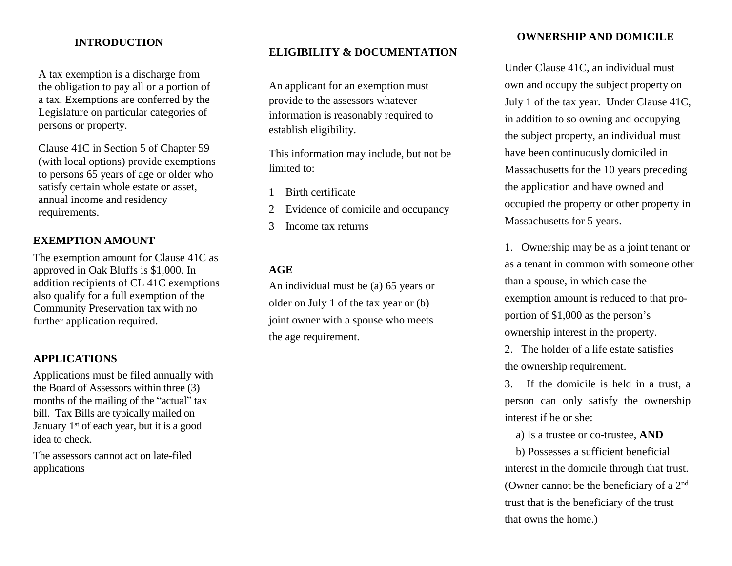## INTRODUCTION

A tax exemption is a discharge from the obligation to pay all or a portion of a tax. Exemptions are conferred by the Legislature on particular categories of persons or property.

Clause 41C in Section 5 of Chapter 59 (with local options) provide exemptions to persons 65 years of age or older who satisfy certain whole estate or asset, annual income and residency requirements.

## EXEMPTION AMOUNT

The exemption amount for Clause 41C as approved in Oak Bluffs is $1,000. In addition recipients of CL 41C exemptions also qualify for a full exemption of the Community Preservation tax with no further application required.

## APPLICATIONS

Applications must be filed annually with the Board of Assessors within three (3) months of the mailing of the "actual" tax bill. Tax Bills are typically mailed on January 1st of each year, but it is a good idea to check.

The assessors cannot act on late-filed applications

## ELIGIBILITY & DOCUMENTATION

An applicant for an exemption must provide to the assessors whatever information is reasonably required to establish eligibility.

This information may include, but not be limited to:

1. Birth certificate
2. Evidence of domicile and occupancy
3. Income tax returns

## AGE

An individual must be (a) 65 years or older on July 1 of the tax year or (b) joint owner with a spouse who meets the age requirement.

## OWNERSHIP AND DOMICILE

Under Clause 41C, an individual must own and occupy the subject property on July 1 of the tax year. Under Clause 41C, in addition to so owning and occupying the subject property, an individual must have been continuously domiciled in Massachusetts for the 10 years preceding the application and have owned and occupied the property or other property in Massachusetts for 5 years.

1. Ownership may be as a joint tenant or as a tenant in common with someone other than a spouse, in which case the exemption amount is reduced to that pro-portion of $1,000 as the person's ownership interest in the property.
2. The holder of a life estate satisfies the ownership requirement.
3. If the domicile is held in a trust, a person can only satisfy the ownership interest if he or she:

   a) Is a trustee or co-trustee, **AND**

   b) Possesses a sufficient beneficial interest in the domicile through that trust. (Owner cannot be the beneficiary of a 2nd trust that is the beneficiary of the trust that owns the home.)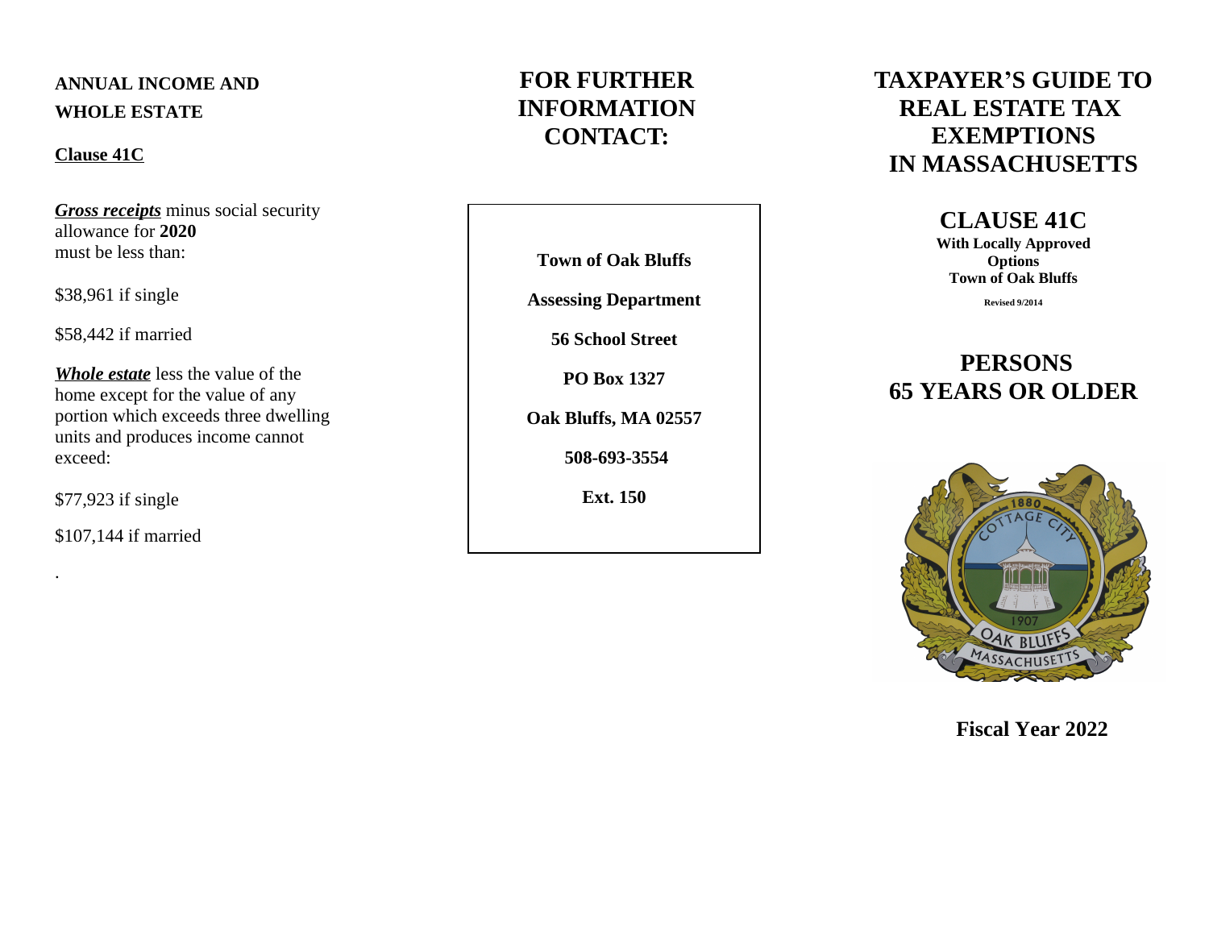**ANNUAL INCOME AND WHOLE ESTATE**

**Clause 41C**

***Gross receipts*** minus social security allowance for **2020** must be less than:

$38,961 if single

$58,442 if married

***Whole estate*** less the value of the home except for the value of any portion which exceeds three dwelling units and produces income cannot exceed:

$77,923 if single

$107,144 if married

.

# FOR FURTHER INFORMATION CONTACT:

**Town of Oak Bluffs**

**Assessing Department**

**56 School Street**

**PO Box 1327**

**Oak Bluffs, MA 02557**

**508-693-3554**

**Ext. 150**

# TAXPAYER'S GUIDE TO REAL ESTATE TAX EXEMPTIONS IN MASSACHUSETTS

## CLAUSE 41C

**With Locally Approved Options**
**Town of Oak Bluffs**

**Revised 9/2014**

## PERSONS 65 YEARS OR OLDER

**Fiscal Year 2022**